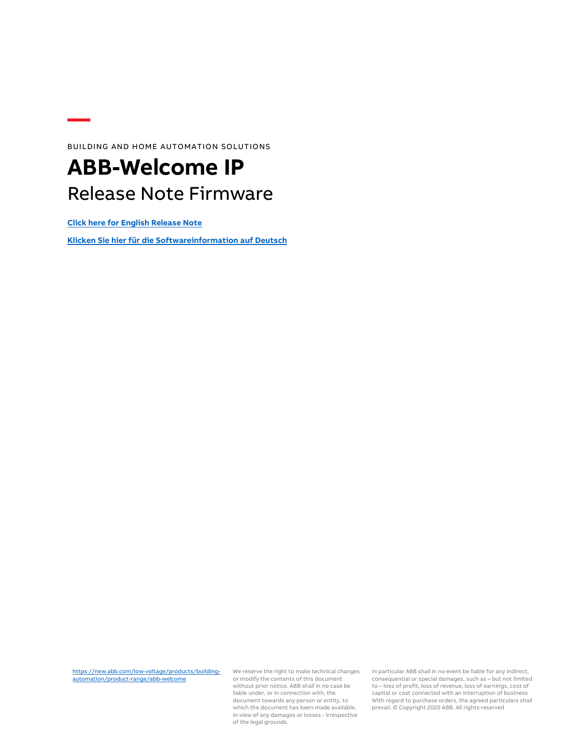BUILDING AND HOME AUTOMATION SOLUTIONS

# ABB-Welcome IP

## Release Note Firmware

**Click here for English Release Note**

**Klicken Sie hier für die Softwareinformation auf Deutsch**

https://new.abb.com/low-voltage/products/building-automation/product-range/abb-welcome

We reserve the right to make technical changes or modify the contents of this document without prior notice. ABB shall in no case be liable under, or in connection with, the document towards any person or entity, to which the document has been made available, in view of any damages or losses - irrespective of the legal grounds.

In particular ABB shall in no event be liable for any indirect, consequential or special damages, such as – but not limited to – loss of profit, loss of revenue, loss of earnings, cost of capital or cost connected with an interruption of business With regard to purchase orders, the agreed particulars shall prevail. © Copyright 2020 ABB. All rights reserved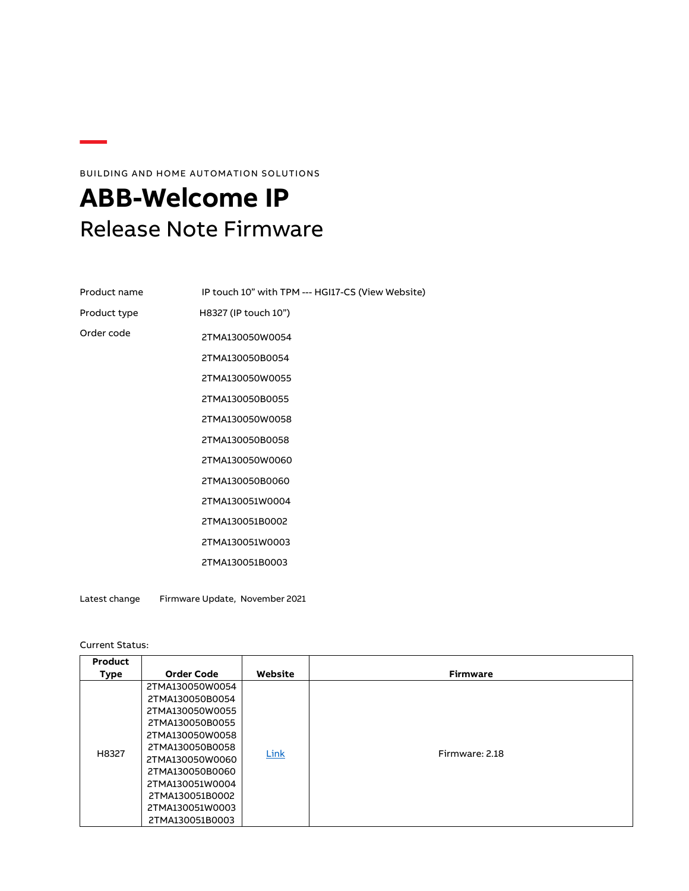BUILDING AND HOME AUTOMATION SOLUTIONS

# ABB-Welcome IP

## Release Note Firmware

Product name IP touch 10" with TPM --- HGI17-CS (View Website)

Product type H8327 (IP touch 10")

Order code

2TMA130050W0054

2TMA130050B0054

2TMA130050W0055

2TMA130050B0055

2TMA130050W0058

2TMA130050B0058

2TMA130050W0060

2TMA130050B0060

2TMA130051W0004

2TMA130051B0002

2TMA130051W0003

2TMA130051B0003

Latest change Firmware Update, November 2021

Current Status:

| Product Type | Order Code | Website | Firmware |
|---|---|---|---|
| H8327 | 2TMA130050W0054<br>2TMA130050B0054<br>2TMA130050W0055<br>2TMA130050B0055<br>2TMA130050W0058<br>2TMA130050B0058<br>2TMA130050W0060<br>2TMA130050B0060<br>2TMA130051W0004<br>2TMA130051B0002<br>2TMA130051W0003<br>2TMA130051B0003 | Link | Firmware: 2.18 |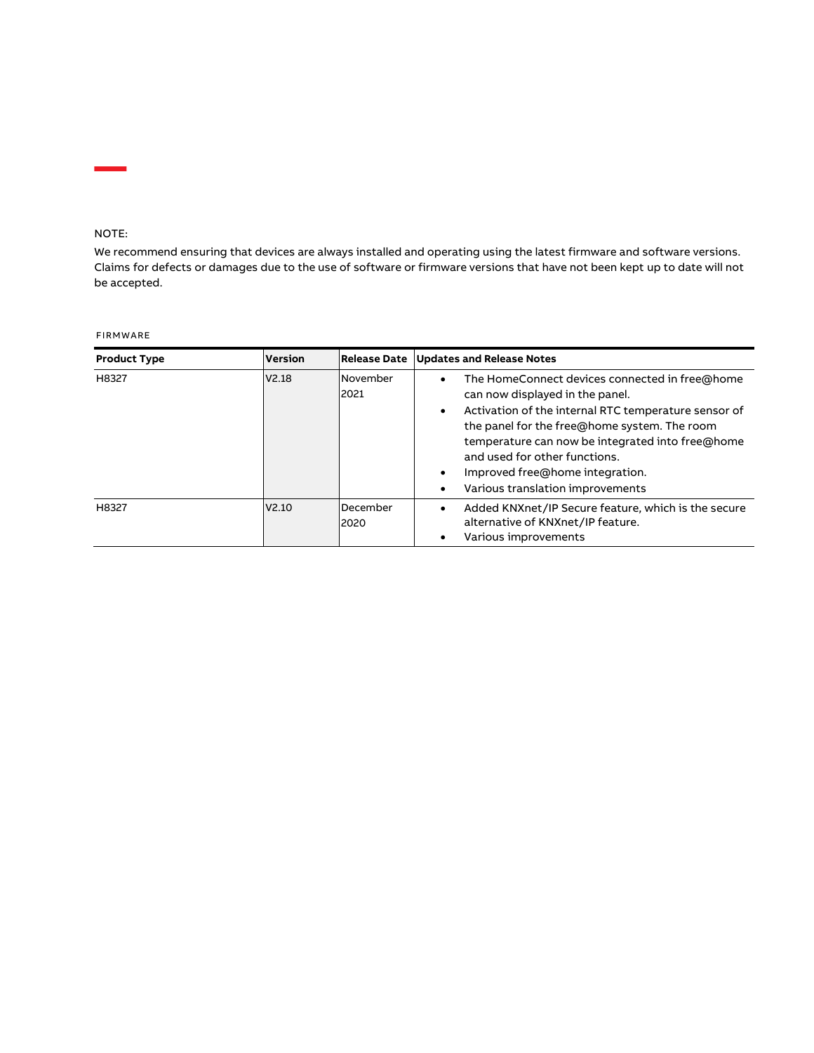NOTE:

We recommend ensuring that devices are always installed and operating using the latest firmware and software versions. Claims for defects or damages due to the use of software or firmware versions that have not been kept up to date will not be accepted.

FIRMWARE

| Product Type | Version | Release Date | Updates and Release Notes |
|---|---|---|---|
| H8327 | V2.18 | November 2021 | • The HomeConnect devices connected in free@home can now displayed in the panel.<br>• Activation of the internal RTC temperature sensor of the panel for the free@home system. The room temperature can now be integrated into free@home and used for other functions.<br>• Improved free@home integration.<br>• Various translation improvements |
| H8327 | V2.10 | December 2020 | • Added KNXnet/IP Secure feature, which is the secure alternative of KNXnet/IP feature.<br>• Various improvements |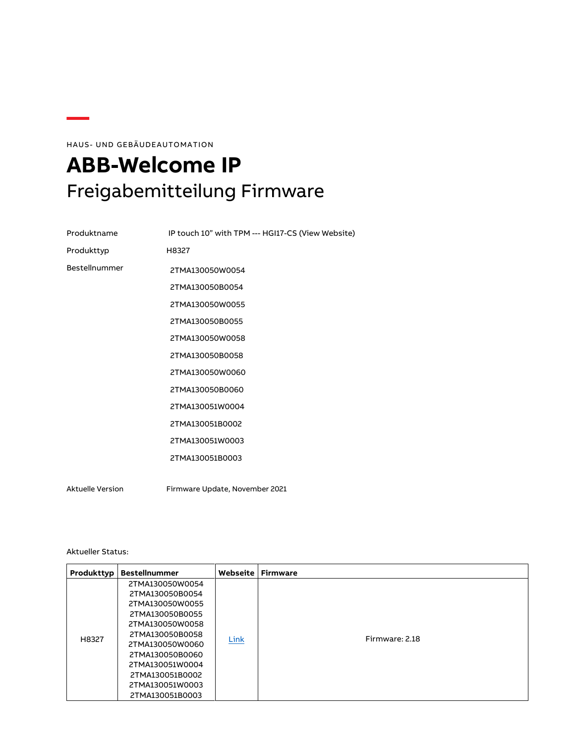HAUS- UND GEBÄUDEAUTOMATION

# ABB-Welcome IP

## Freigabemitteilung Firmware

| | |
|---|---|
| Produktname | IP touch 10" with TPM --- HGI17-CS (View Website) |
| Produkttyp | H8327 |
| Bestellnummer | 2TMA130050W0054<br>2TMA130050B0054<br>2TMA130050W0055<br>2TMA130050B0055<br>2TMA130050W0058<br>2TMA130050B0058<br>2TMA130050W0060<br>2TMA130050B0060<br>2TMA130051W0004<br>2TMA130051B0002<br>2TMA130051W0003<br>2TMA130051B0003 |
| Aktuelle Version | Firmware Update, November 2021 |

Aktueller Status:

| Produkttyp | Bestellnummer | Webseite | Firmware |
|---|---|---|---|
| H8327 | 2TMA130050W0054<br>2TMA130050B0054<br>2TMA130050W0055<br>2TMA130050B0055<br>2TMA130050W0058<br>2TMA130050B0058<br>2TMA130050W0060<br>2TMA130050B0060<br>2TMA130051W0004<br>2TMA130051B0002<br>2TMA130051W0003<br>2TMA130051B0003 | Link | Firmware: 2.18 |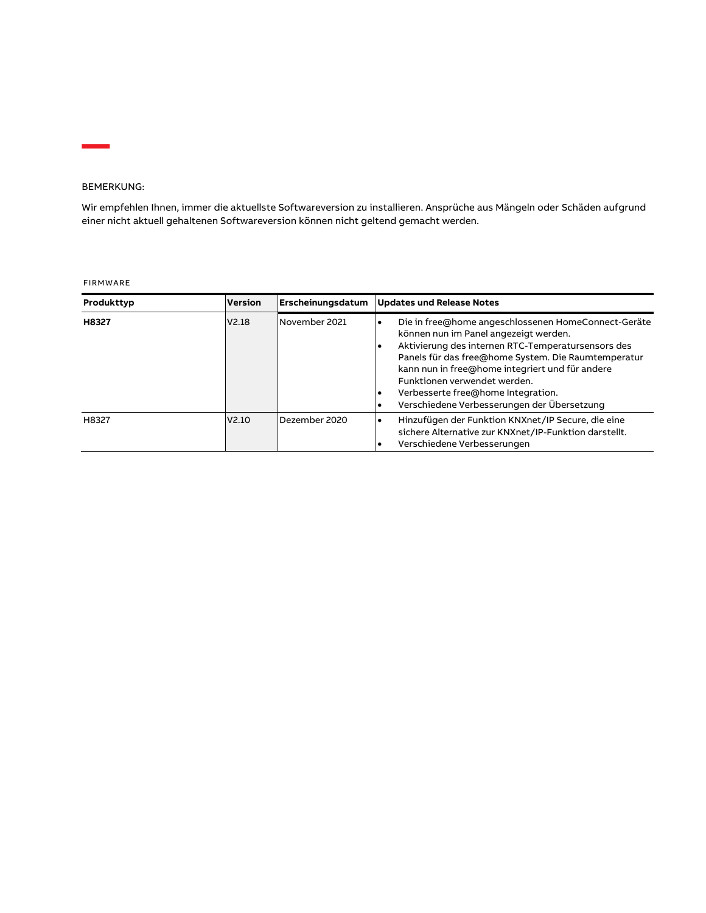BEMERKUNG:

Wir empfehlen Ihnen, immer die aktuellste Softwareversion zu installieren. Ansprüche aus Mängeln oder Schäden aufgrund einer nicht aktuell gehaltenen Softwareversion können nicht geltend gemacht werden.

FIRMWARE

| Produkttyp | Version | Erscheinungsdatum | Updates und Release Notes |
| --- | --- | --- | --- |
| **H8327** | V2.18 | November 2021 | • Die in free@home angeschlossenen HomeConnect-Geräte können nun im Panel angezeigt werden.<br>• Aktivierung des internen RTC-Temperatursensors des Panels für das free@home System. Die Raumtemperatur kann nun in free@home integriert und für andere Funktionen verwendet werden.<br>• Verbesserte free@home Integration.<br>• Verschiedene Verbesserungen der Übersetzung |
| H8327 | V2.10 | Dezember 2020 | • Hinzufügen der Funktion KNXnet/IP Secure, die eine sichere Alternative zur KNXnet/IP-Funktion darstellt.<br>• Verschiedene Verbesserungen |